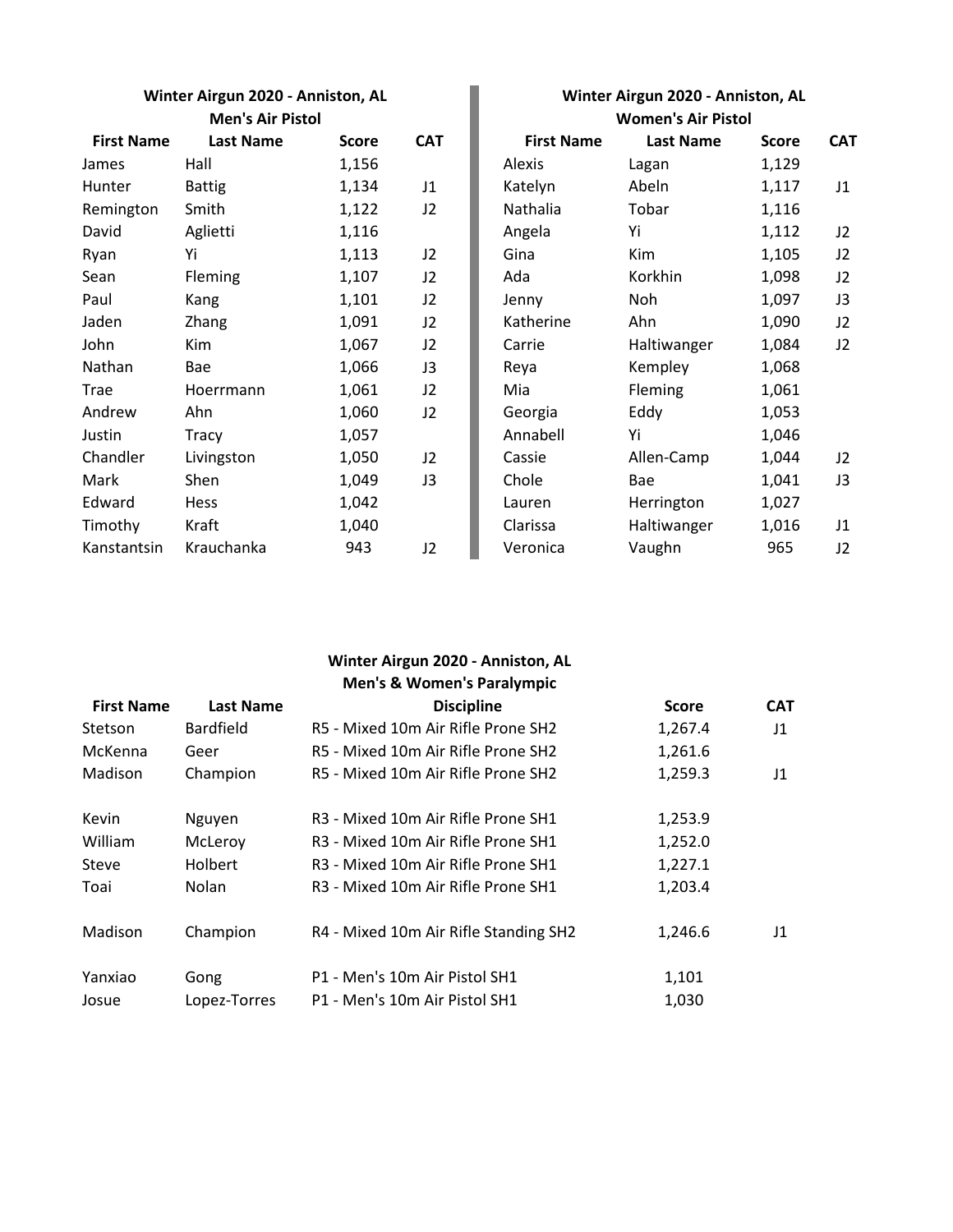## Winter Airgun 2020 - Anniston, AL

### Men's Air Pistol

| First Name | Last Name | Score | CAT |
|---|---|---|---|
| James | Hall | 1,156 | |
| Hunter | Battig | 1,134 | J1 |
| Remington | Smith | 1,122 | J2 |
| David | Aglietti | 1,116 | |
| Ryan | Yi | 1,113 | J2 |
| Sean | Fleming | 1,107 | J2 |
| Paul | Kang | 1,101 | J2 |
| Jaden | Zhang | 1,091 | J2 |
| John | Kim | 1,067 | J2 |
| Nathan | Bae | 1,066 | J3 |
| Trae | Hoerrmann | 1,061 | J2 |
| Andrew | Ahn | 1,060 | J2 |
| Justin | Tracy | 1,057 | |
| Chandler | Livingston | 1,050 | J2 |
| Mark | Shen | 1,049 | J3 |
| Edward | Hess | 1,042 | |
| Timothy | Kraft | 1,040 | |
| Kanstantsin | Krauchanka | 943 | J2 |

## Winter Airgun 2020 - Anniston, AL

### Women's Air Pistol

| First Name | Last Name | Score | CAT |
|---|---|---|---|
| Alexis | Lagan | 1,129 | |
| Katelyn | Abeln | 1,117 | J1 |
| Nathalia | Tobar | 1,116 | |
| Angela | Yi | 1,112 | J2 |
| Gina | Kim | 1,105 | J2 |
| Ada | Korkhin | 1,098 | J2 |
| Jenny | Noh | 1,097 | J3 |
| Katherine | Ahn | 1,090 | J2 |
| Carrie | Haltiwanger | 1,084 | J2 |
| Reya | Kempley | 1,068 | |
| Mia | Fleming | 1,061 | |
| Georgia | Eddy | 1,053 | |
| Annabell | Yi | 1,046 | |
| Cassie | Allen-Camp | 1,044 | J2 |
| Chole | Bae | 1,041 | J3 |
| Lauren | Herrington | 1,027 | |
| Clarissa | Haltiwanger | 1,016 | J1 |
| Veronica | Vaughn | 965 | J2 |

## Winter Airgun 2020 - Anniston, AL

### Men's & Women's Paralympic

| First Name | Last Name | Discipline | Score | CAT |
|---|---|---|---|---|
| Stetson | Bardfield | R5 - Mixed 10m Air Rifle Prone SH2 | 1,267.4 | J1 |
| McKenna | Geer | R5 - Mixed 10m Air Rifle Prone SH2 | 1,261.6 | |
| Madison | Champion | R5 - Mixed 10m Air Rifle Prone SH2 | 1,259.3 | J1 |
| | | | | |
| Kevin | Nguyen | R3 - Mixed 10m Air Rifle Prone SH1 | 1,253.9 | |
| William | McLeroy | R3 - Mixed 10m Air Rifle Prone SH1 | 1,252.0 | |
| Steve | Holbert | R3 - Mixed 10m Air Rifle Prone SH1 | 1,227.1 | |
| Toai | Nolan | R3 - Mixed 10m Air Rifle Prone SH1 | 1,203.4 | |
| | | | | |
| Madison | Champion | R4 - Mixed 10m Air Rifle Standing SH2 | 1,246.6 | J1 |
| | | | | |
| Yanxiao | Gong | P1 - Men's 10m Air Pistol SH1 | 1,101 | |
| Josue | Lopez-Torres | P1 - Men's 10m Air Pistol SH1 | 1,030 | |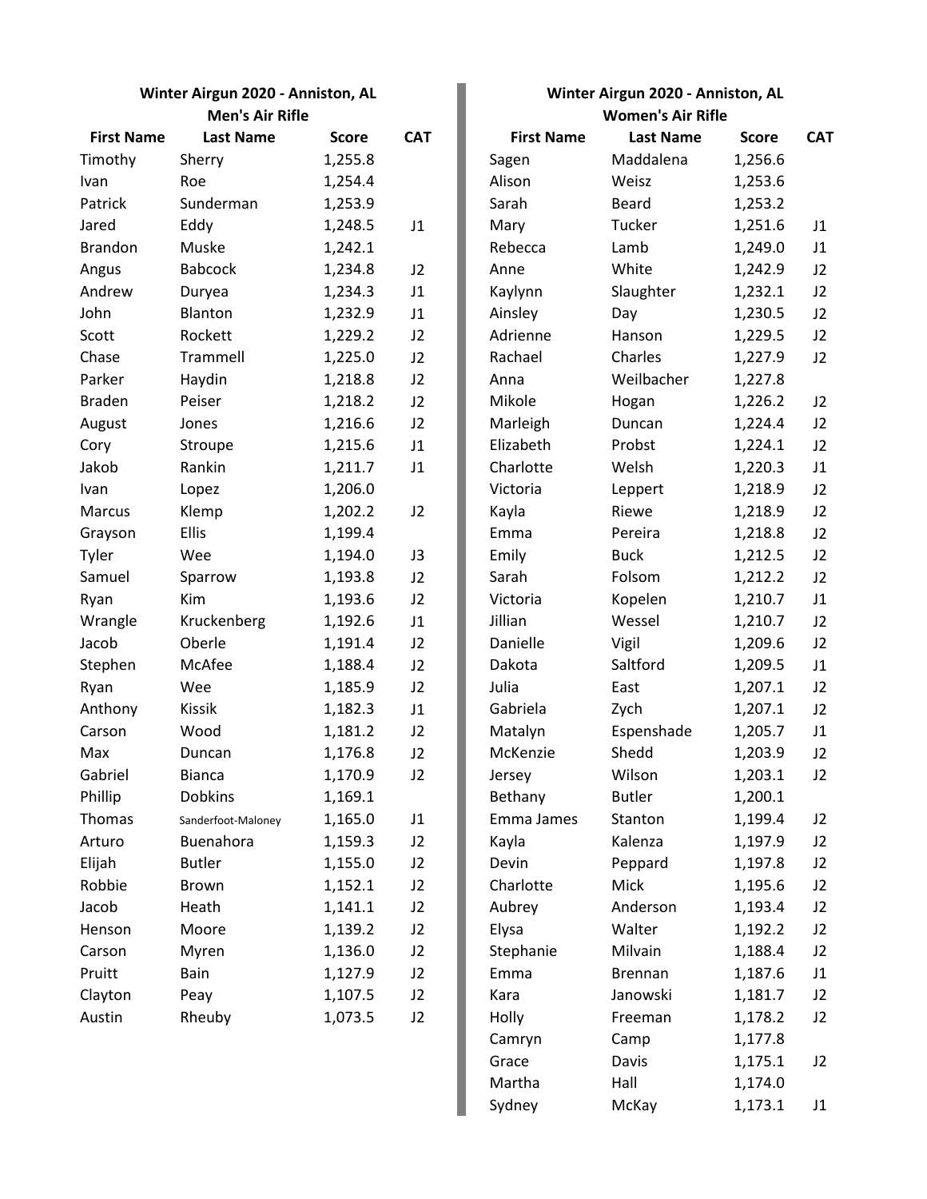## Winter Airgun 2020 - Anniston, AL

### Men's Air Rifle

| First Name | Last Name | Score | CAT |
|---|---|---|---|
| Timothy | Sherry | 1,255.8 | |
| Ivan | Roe | 1,254.4 | |
| Patrick | Sunderman | 1,253.9 | |
| Jared | Eddy | 1,248.5 | J1 |
| Brandon | Muske | 1,242.1 | |
| Angus | Babcock | 1,234.8 | J2 |
| Andrew | Duryea | 1,234.3 | J1 |
| John | Blanton | 1,232.9 | J1 |
| Scott | Rockett | 1,229.2 | J2 |
| Chase | Trammell | 1,225.0 | J2 |
| Parker | Haydin | 1,218.8 | J2 |
| Braden | Peiser | 1,218.2 | J2 |
| August | Jones | 1,216.6 | J2 |
| Cory | Stroupe | 1,215.6 | J1 |
| Jakob | Rankin | 1,211.7 | J1 |
| Ivan | Lopez | 1,206.0 | |
| Marcus | Klemp | 1,202.2 | J2 |
| Grayson | Ellis | 1,199.4 | |
| Tyler | Wee | 1,194.0 | J3 |
| Samuel | Sparrow | 1,193.8 | J2 |
| Ryan | Kim | 1,193.6 | J2 |
| Wrangle | Kruckenberg | 1,192.6 | J1 |
| Jacob | Oberle | 1,191.4 | J2 |
| Stephen | McAfee | 1,188.4 | J2 |
| Ryan | Wee | 1,185.9 | J2 |
| Anthony | Kissik | 1,182.3 | J1 |
| Carson | Wood | 1,181.2 | J2 |
| Max | Duncan | 1,176.8 | J2 |
| Gabriel | Bianca | 1,170.9 | J2 |
| Phillip | Dobkins | 1,169.1 | |
| Thomas | Sanderfoot-Maloney | 1,165.0 | J1 |
| Arturo | Buenahora | 1,159.3 | J2 |
| Elijah | Butler | 1,155.0 | J2 |
| Robbie | Brown | 1,152.1 | J2 |
| Jacob | Heath | 1,141.1 | J2 |
| Henson | Moore | 1,139.2 | J2 |
| Carson | Myren | 1,136.0 | J2 |
| Pruitt | Bain | 1,127.9 | J2 |
| Clayton | Peay | 1,107.5 | J2 |
| Austin | Rheuby | 1,073.5 | J2 |

## Winter Airgun 2020 - Anniston, AL

### Women's Air Rifle

| First Name | Last Name | Score | CAT |
|---|---|---|---|
| Sagen | Maddalena | 1,256.6 | |
| Alison | Weisz | 1,253.6 | |
| Sarah | Beard | 1,253.2 | |
| Mary | Tucker | 1,251.6 | J1 |
| Rebecca | Lamb | 1,249.0 | J1 |
| Anne | White | 1,242.9 | J2 |
| Kaylynn | Slaughter | 1,232.1 | J2 |
| Ainsley | Day | 1,230.5 | J2 |
| Adrienne | Hanson | 1,229.5 | J2 |
| Rachael | Charles | 1,227.9 | J2 |
| Anna | Weilbacher | 1,227.8 | |
| Mikole | Hogan | 1,226.2 | J2 |
| Marleigh | Duncan | 1,224.4 | J2 |
| Elizabeth | Probst | 1,224.1 | J2 |
| Charlotte | Welsh | 1,220.3 | J1 |
| Victoria | Leppert | 1,218.9 | J2 |
| Kayla | Riewe | 1,218.9 | J2 |
| Emma | Pereira | 1,218.8 | J2 |
| Emily | Buck | 1,212.5 | J2 |
| Sarah | Folsom | 1,212.2 | J2 |
| Victoria | Kopelen | 1,210.7 | J1 |
| Jillian | Wessel | 1,210.7 | J2 |
| Danielle | Vigil | 1,209.6 | J2 |
| Dakota | Saltford | 1,209.5 | J1 |
| Julia | East | 1,207.1 | J2 |
| Gabriela | Zych | 1,207.1 | J2 |
| Matalyn | Espenshade | 1,205.7 | J1 |
| McKenzie | Shedd | 1,203.9 | J2 |
| Jersey | Wilson | 1,203.1 | J2 |
| Bethany | Butler | 1,200.1 | |
| Emma James | Stanton | 1,199.4 | J2 |
| Kayla | Kalenza | 1,197.9 | J2 |
| Devin | Peppard | 1,197.8 | J2 |
| Charlotte | Mick | 1,195.6 | J2 |
| Aubrey | Anderson | 1,193.4 | J2 |
| Elysa | Walter | 1,192.2 | J2 |
| Stephanie | Milvain | 1,188.4 | J2 |
| Emma | Brennan | 1,187.6 | J1 |
| Kara | Janowski | 1,181.7 | J2 |
| Holly | Freeman | 1,178.2 | J2 |
| Camryn | Camp | 1,177.8 | |
| Grace | Davis | 1,175.1 | J2 |
| Martha | Hall | 1,174.0 | |
| Sydney | McKay | 1,173.1 | J1 |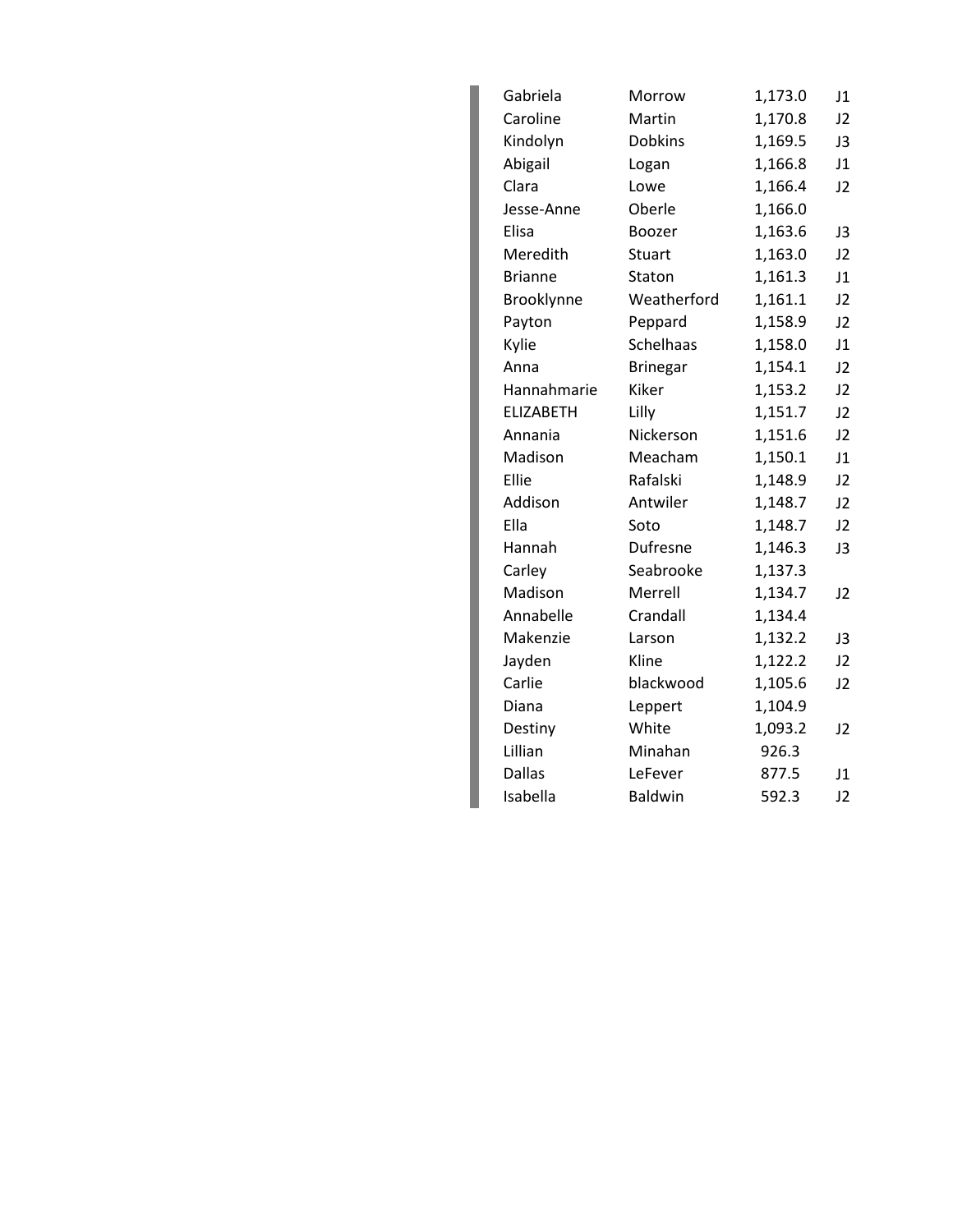| | | | |
|---|---|---|---|
| Gabriela | Morrow | 1,173.0 | J1 |
| Caroline | Martin | 1,170.8 | J2 |
| Kindolyn | Dobkins | 1,169.5 | J3 |
| Abigail | Logan | 1,166.8 | J1 |
| Clara | Lowe | 1,166.4 | J2 |
| Jesse-Anne | Oberle | 1,166.0 | |
| Elisa | Boozer | 1,163.6 | J3 |
| Meredith | Stuart | 1,163.0 | J2 |
| Brianne | Staton | 1,161.3 | J1 |
| Brooklynne | Weatherford | 1,161.1 | J2 |
| Payton | Peppard | 1,158.9 | J2 |
| Kylie | Schelhaas | 1,158.0 | J1 |
| Anna | Brinegar | 1,154.1 | J2 |
| Hannahmarie | Kiker | 1,153.2 | J2 |
| ELIZABETH | Lilly | 1,151.7 | J2 |
| Annania | Nickerson | 1,151.6 | J2 |
| Madison | Meacham | 1,150.1 | J1 |
| Ellie | Rafalski | 1,148.9 | J2 |
| Addison | Antwiler | 1,148.7 | J2 |
| Ella | Soto | 1,148.7 | J2 |
| Hannah | Dufresne | 1,146.3 | J3 |
| Carley | Seabrooke | 1,137.3 | |
| Madison | Merrell | 1,134.7 | J2 |
| Annabelle | Crandall | 1,134.4 | |
| Makenzie | Larson | 1,132.2 | J3 |
| Jayden | Kline | 1,122.2 | J2 |
| Carlie | blackwood | 1,105.6 | J2 |
| Diana | Leppert | 1,104.9 | |
| Destiny | White | 1,093.2 | J2 |
| Lillian | Minahan | 926.3 | |
| Dallas | LeFever | 877.5 | J1 |
| Isabella | Baldwin | 592.3 | J2 |